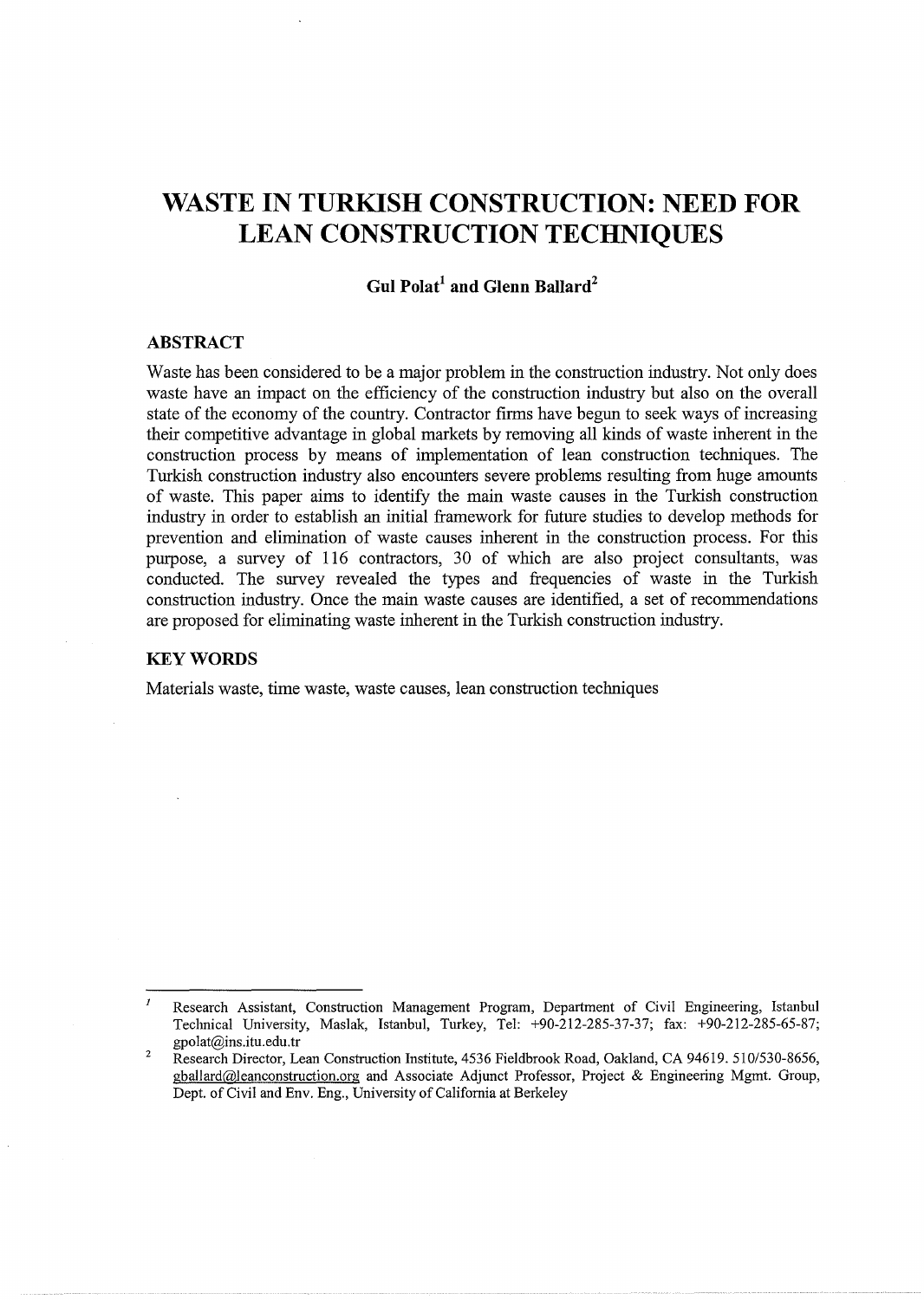# WASTE IN TURKISH CONSTRUCTION: NEED FOR LEAN CONSTRUCTION TECHNIQUES

**Gul Polat[1] and Glenn Ballard[2]**

## ABSTRACT

Waste has been considered to be a major problem in the construction industry. Not only does waste have an impact on the efficiency of the construction industry but also on the overall state of the economy of the country. Contractor firms have begun to seek ways of increasing their competitive advantage in global markets by removing all kinds of waste inherent in the construction process by means of implementation of lean construction techniques. The Turkish construction industry also encounters severe problems resulting from huge amounts of waste. This paper aims to identify the main waste causes in the Turkish construction industry in order to establish an initial framework for future studies to develop methods for prevention and elimination of waste causes inherent in the construction process. For this purpose, a survey of 116 contractors, 30 of which are also project consultants, was conducted. The survey revealed the types and frequencies of waste in the Turkish construction industry. Once the main waste causes are identified, a set of recommendations are proposed for eliminating waste inherent in the Turkish construction industry.

## KEY WORDS

Materials waste, time waste, waste causes, lean construction techniques

---

[1] Research Assistant, Construction Management Program, Department of Civil Engineering, Istanbul Technical University, Maslak, Istanbul, Turkey, Tel: +90-212-285-37-37; fax: +90-212-285-65-87; gpolat@ins.itu.edu.tr

[2] Research Director, Lean Construction Institute, 4536 Fieldbrook Road, Oakland, CA 94619. 510/530-8656, gballard@leanconstruction.org and Associate Adjunct Professor, Project & Engineering Mgmt. Group, Dept. of Civil and Env. Eng., University of California at Berkeley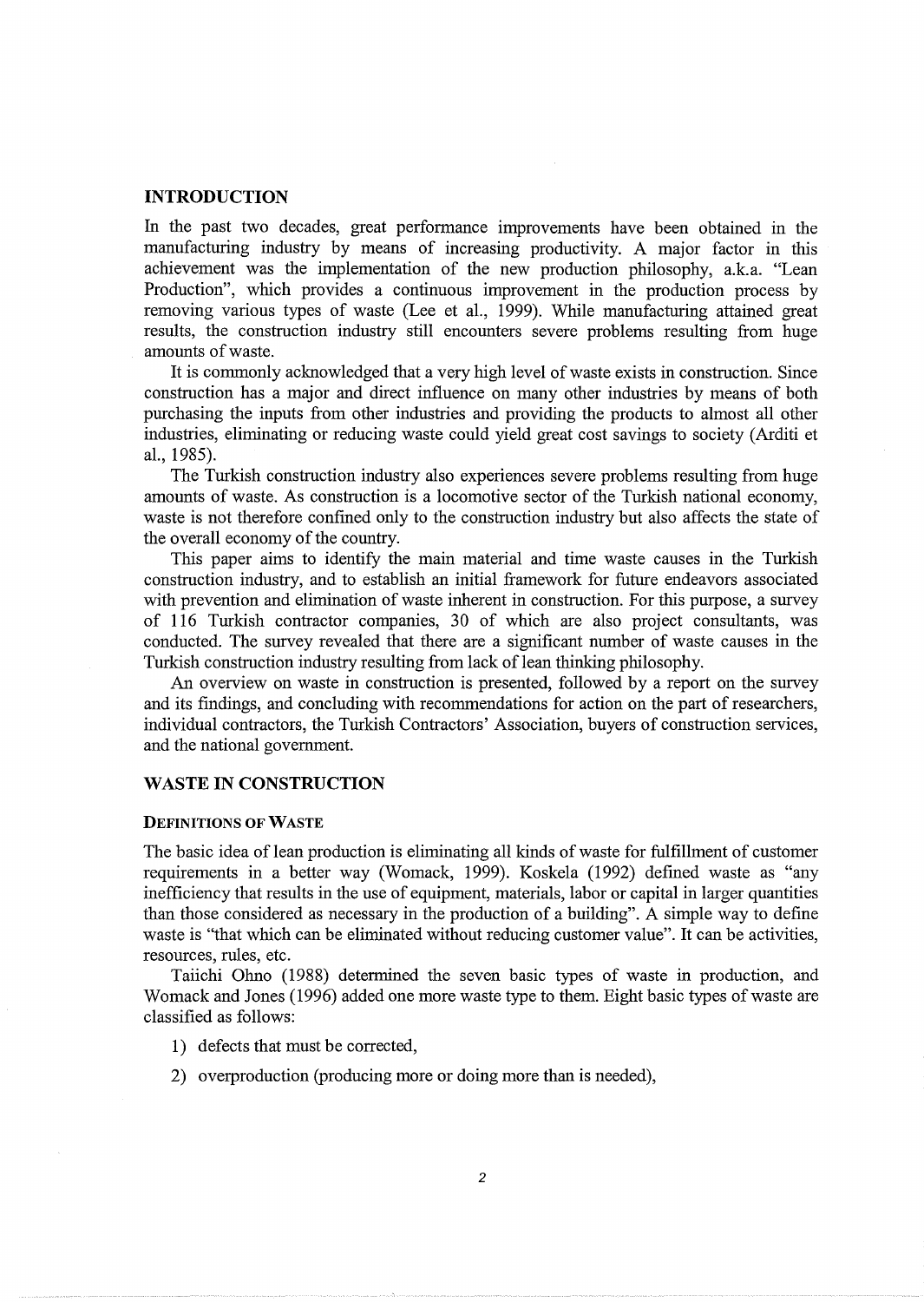## INTRODUCTION

In the past two decades, great performance improvements have been obtained in the manufacturing industry by means of increasing productivity. A major factor in this achievement was the implementation of the new production philosophy, a.k.a. "Lean Production", which provides a continuous improvement in the production process by removing various types of waste (Lee et al., 1999). While manufacturing attained great results, the construction industry still encounters severe problems resulting from huge amounts of waste.

It is commonly acknowledged that a very high level of waste exists in construction. Since construction has a major and direct influence on many other industries by means of both purchasing the inputs from other industries and providing the products to almost all other industries, eliminating or reducing waste could yield great cost savings to society (Arditi et al., 1985).

The Turkish construction industry also experiences severe problems resulting from huge amounts of waste. As construction is a locomotive sector of the Turkish national economy, waste is not therefore confined only to the construction industry but also affects the state of the overall economy of the country.

This paper aims to identify the main material and time waste causes in the Turkish construction industry, and to establish an initial framework for future endeavors associated with prevention and elimination of waste inherent in construction. For this purpose, a survey of 116 Turkish contractor companies, 30 of which are also project consultants, was conducted. The survey revealed that there are a significant number of waste causes in the Turkish construction industry resulting from lack of lean thinking philosophy.

An overview on waste in construction is presented, followed by a report on the survey and its findings, and concluding with recommendations for action on the part of researchers, individual contractors, the Turkish Contractors' Association, buyers of construction services, and the national government.

## WASTE IN CONSTRUCTION

### DEFINITIONS OF WASTE

The basic idea of lean production is eliminating all kinds of waste for fulfillment of customer requirements in a better way (Womack, 1999). Koskela (1992) defined waste as "any inefficiency that results in the use of equipment, materials, labor or capital in larger quantities than those considered as necessary in the production of a building". A simple way to define waste is "that which can be eliminated without reducing customer value". It can be activities, resources, rules, etc.

Taiichi Ohno (1988) determined the seven basic types of waste in production, and Womack and Jones (1996) added one more waste type to them. Eight basic types of waste are classified as follows:

1) defects that must be corrected,
2) overproduction (producing more or doing more than is needed),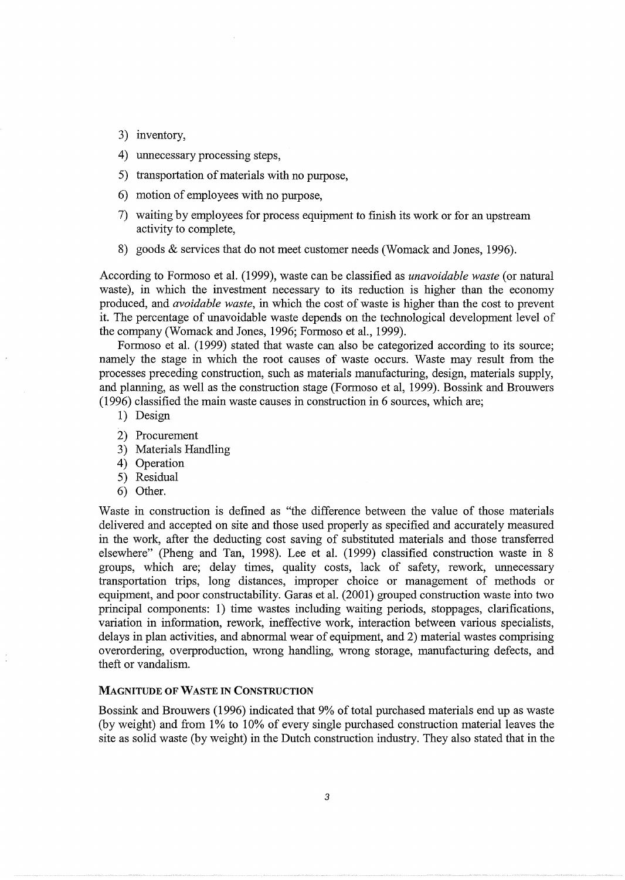3) inventory,
4) unnecessary processing steps,
5) transportation of materials with no purpose,
6) motion of employees with no purpose,
7) waiting by employees for process equipment to finish its work or for an upstream activity to complete,
8) goods & services that do not meet customer needs (Womack and Jones, 1996).

According to Formoso et al. (1999), waste can be classified as *unavoidable waste* (or natural waste), in which the investment necessary to its reduction is higher than the economy produced, and *avoidable waste*, in which the cost of waste is higher than the cost to prevent it. The percentage of unavoidable waste depends on the technological development level of the company (Womack and Jones, 1996; Formoso et al., 1999).

Formoso et al. (1999) stated that waste can also be categorized according to its source; namely the stage in which the root causes of waste occurs. Waste may result from the processes preceding construction, such as materials manufacturing, design, materials supply, and planning, as well as the construction stage (Formoso et al, 1999). Bossink and Brouwers (1996) classified the main waste causes in construction in 6 sources, which are;

1) Design
2) Procurement
3) Materials Handling
4) Operation
5) Residual
6) Other.

Waste in construction is defined as "the difference between the value of those materials delivered and accepted on site and those used properly as specified and accurately measured in the work, after the deducting cost saving of substituted materials and those transferred elsewhere" (Pheng and Tan, 1998). Lee et al. (1999) classified construction waste in 8 groups, which are; delay times, quality costs, lack of safety, rework, unnecessary transportation trips, long distances, improper choice or management of methods or equipment, and poor constructability. Garas et al. (2001) grouped construction waste into two principal components: 1) time wastes including waiting periods, stoppages, clarifications, variation in information, rework, ineffective work, interaction between various specialists, delays in plan activities, and abnormal wear of equipment, and 2) material wastes comprising overordering, overproduction, wrong handling, wrong storage, manufacturing defects, and theft or vandalism.

### MAGNITUDE OF WASTE IN CONSTRUCTION

Bossink and Brouwers (1996) indicated that 9% of total purchased materials end up as waste (by weight) and from 1% to 10% of every single purchased construction material leaves the site as solid waste (by weight) in the Dutch construction industry. They also stated that in the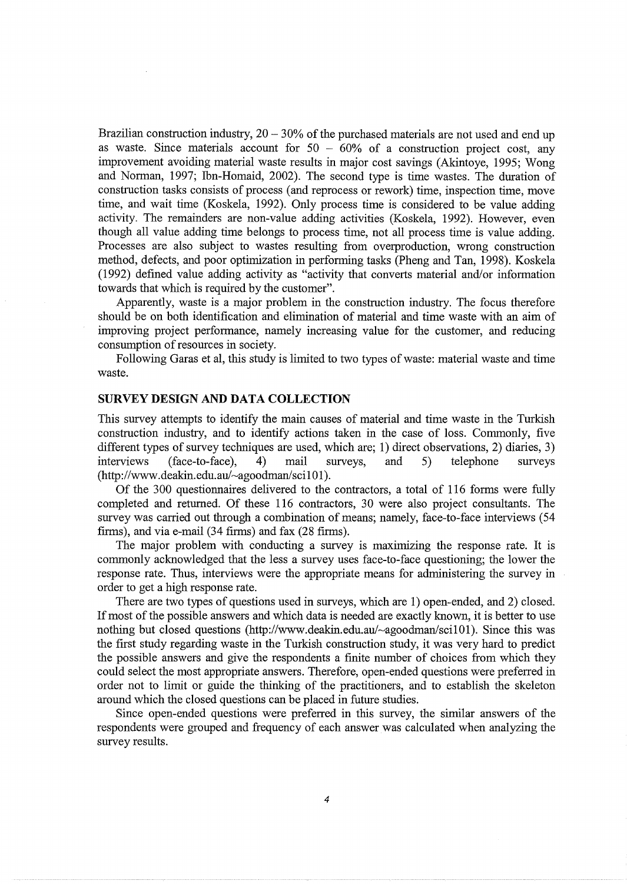Brazilian construction industry, 20 – 30% of the purchased materials are not used and end up as waste. Since materials account for 50 – 60% of a construction project cost, any improvement avoiding material waste results in major cost savings (Akintoye, 1995; Wong and Norman, 1997; Ibn-Homaid, 2002). The second type is time wastes. The duration of construction tasks consists of process (and reprocess or rework) time, inspection time, move time, and wait time (Koskela, 1992). Only process time is considered to be value adding activity. The remainders are non-value adding activities (Koskela, 1992). However, even though all value adding time belongs to process time, not all process time is value adding. Processes are also subject to wastes resulting from overproduction, wrong construction method, defects, and poor optimization in performing tasks (Pheng and Tan, 1998). Koskela (1992) defined value adding activity as "activity that converts material and/or information towards that which is required by the customer".

Apparently, waste is a major problem in the construction industry. The focus therefore should be on both identification and elimination of material and time waste with an aim of improving project performance, namely increasing value for the customer, and reducing consumption of resources in society.

Following Garas et al, this study is limited to two types of waste: material waste and time waste.

## SURVEY DESIGN AND DATA COLLECTION

This survey attempts to identify the main causes of material and time waste in the Turkish construction industry, and to identify actions taken in the case of loss. Commonly, five different types of survey techniques are used, which are; 1) direct observations, 2) diaries, 3) interviews (face-to-face), 4) mail surveys, and 5) telephone surveys (http://www.deakin.edu.au/~agoodman/sci101).

Of the 300 questionnaires delivered to the contractors, a total of 116 forms were fully completed and returned. Of these 116 contractors, 30 were also project consultants. The survey was carried out through a combination of means; namely, face-to-face interviews (54 firms), and via e-mail (34 firms) and fax (28 firms).

The major problem with conducting a survey is maximizing the response rate. It is commonly acknowledged that the less a survey uses face-to-face questioning; the lower the response rate. Thus, interviews were the appropriate means for administering the survey in order to get a high response rate.

There are two types of questions used in surveys, which are 1) open-ended, and 2) closed. If most of the possible answers and which data is needed are exactly known, it is better to use nothing but closed questions (http://www.deakin.edu.au/~agoodman/sci101). Since this was the first study regarding waste in the Turkish construction study, it was very hard to predict the possible answers and give the respondents a finite number of choices from which they could select the most appropriate answers. Therefore, open-ended questions were preferred in order not to limit or guide the thinking of the practitioners, and to establish the skeleton around which the closed questions can be placed in future studies.

Since open-ended questions were preferred in this survey, the similar answers of the respondents were grouped and frequency of each answer was calculated when analyzing the survey results.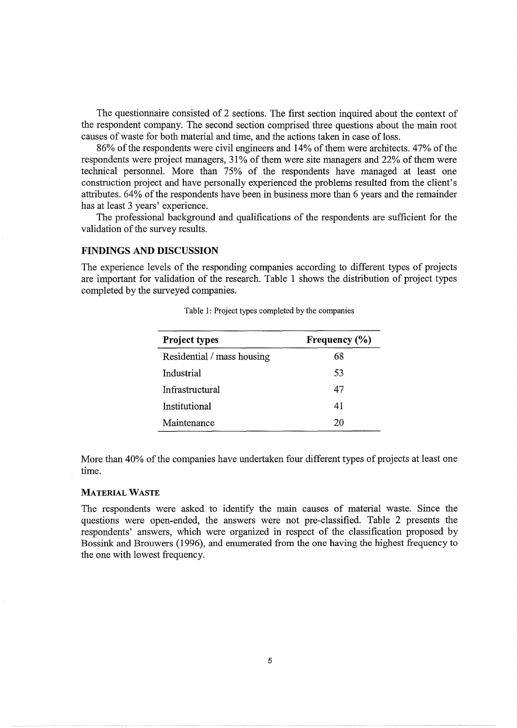The questionnaire consisted of 2 sections. The first section inquired about the context of the respondent company. The second section comprised three questions about the main root causes of waste for both material and time, and the actions taken in case of loss.

86% of the respondents were civil engineers and 14% of them were architects. 47% of the respondents were project managers, 31% of them were site managers and 22% of them were technical personnel. More than 75% of the respondents have managed at least one construction project and have personally experienced the problems resulted from the client's attributes. 64% of the respondents have been in business more than 6 years and the remainder has at least 3 years' experience.

The professional background and qualifications of the respondents are sufficient for the validation of the survey results.

## FINDINGS AND DISCUSSION

The experience levels of the responding companies according to different types of projects are important for validation of the research. Table 1 shows the distribution of project types completed by the surveyed companies.

Table 1: Project types completed by the companies

| Project types | Frequency (%) |
| --- | --- |
| Residential / mass housing | 68 |
| Industrial | 53 |
| Infrastructural | 47 |
| Institutional | 41 |
| Maintenance | 20 |

More than 40% of the companies have undertaken four different types of projects at least one time.

### MATERIAL WASTE

The respondents were asked to identify the main causes of material waste. Since the questions were open-ended, the answers were not pre-classified. Table 2 presents the respondents' answers, which were organized in respect of the classification proposed by Bossink and Brouwers (1996), and enumerated from the one having the highest frequency to the one with lowest frequency.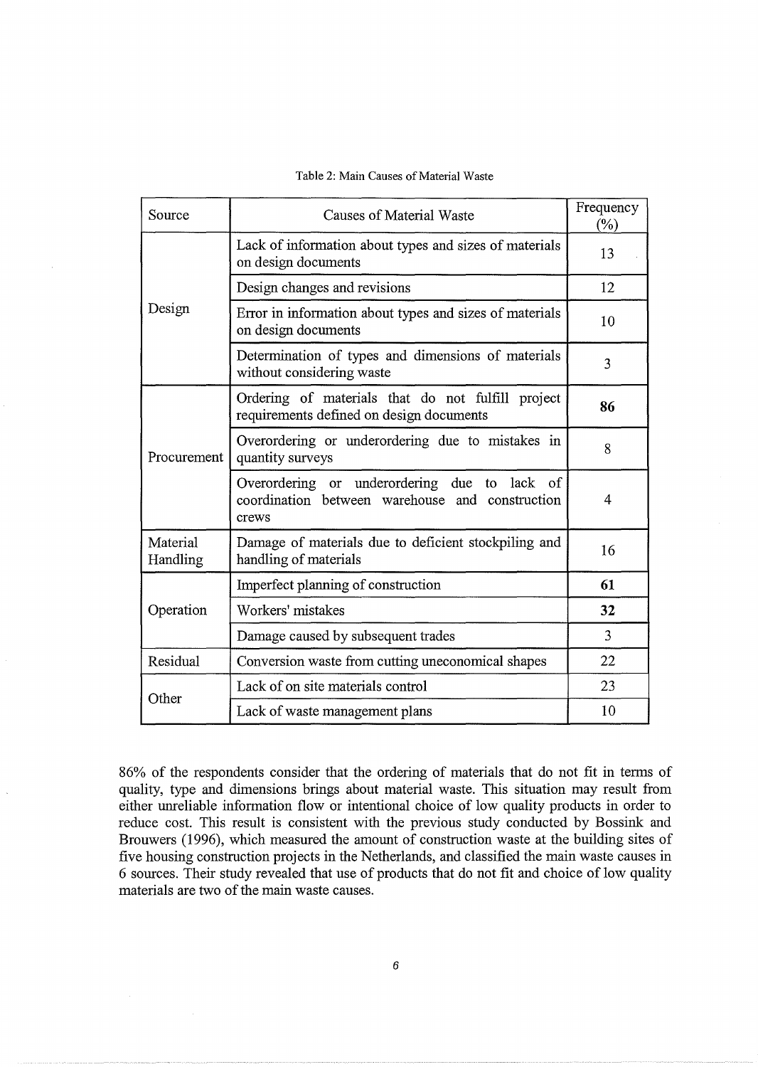Table 2: Main Causes of Material Waste

| Source | Causes of Material Waste | Frequency (%) |
|---|---|---|
| Design | Lack of information about types and sizes of materials on design documents | 13 |
| | Design changes and revisions | 12 |
| | Error in information about types and sizes of materials on design documents | 10 |
| | Determination of types and dimensions of materials without considering waste | 3 |
| Procurement | Ordering of materials that do not fulfill project requirements defined on design documents | **86** |
| | Overordering or underordering due to mistakes in quantity surveys | 8 |
| | Overordering or underordering due to lack of coordination between warehouse and construction crews | 4 |
| Material Handling | Damage of materials due to deficient stockpiling and handling of materials | 16 |
| Operation | Imperfect planning of construction | **61** |
| | Workers' mistakes | **32** |
| | Damage caused by subsequent trades | 3 |
| Residual | Conversion waste from cutting uneconomical shapes | 22 |
| Other | Lack of on site materials control | 23 |
| | Lack of waste management plans | 10 |

86% of the respondents consider that the ordering of materials that do not fit in terms of quality, type and dimensions brings about material waste. This situation may result from either unreliable information flow or intentional choice of low quality products in order to reduce cost. This result is consistent with the previous study conducted by Bossink and Brouwers (1996), which measured the amount of construction waste at the building sites of five housing construction projects in the Netherlands, and classified the main waste causes in 6 sources. Their study revealed that use of products that do not fit and choice of low quality materials are two of the main waste causes.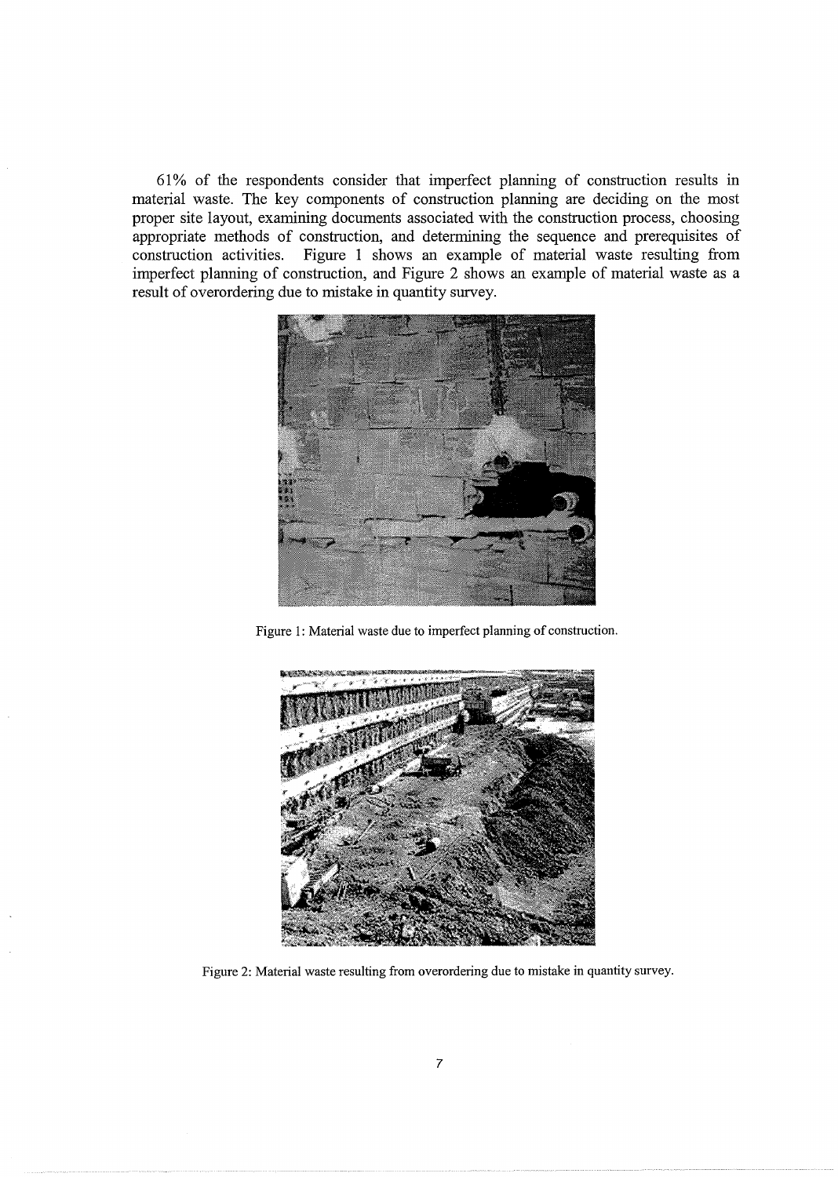61% of the respondents consider that imperfect planning of construction results in material waste. The key components of construction planning are deciding on the most proper site layout, examining documents associated with the construction process, choosing appropriate methods of construction, and determining the sequence and prerequisites of construction activities. Figure 1 shows an example of material waste resulting from imperfect planning of construction, and Figure 2 shows an example of material waste as a result of overordering due to mistake in quantity survey.

Figure 1: Material waste due to imperfect planning of construction.

Figure 2: Material waste resulting from overordering due to mistake in quantity survey.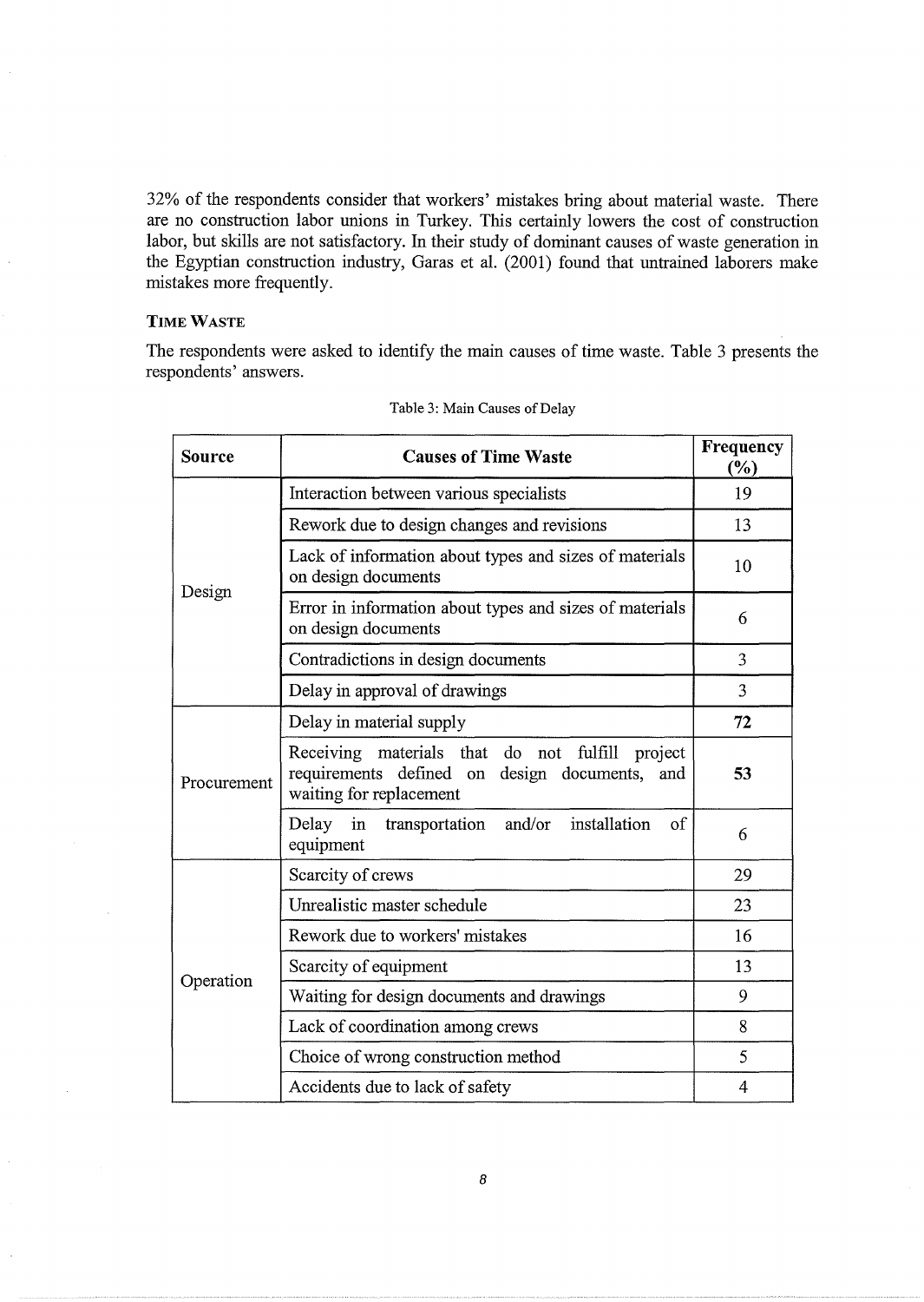32% of the respondents consider that workers' mistakes bring about material waste. There are no construction labor unions in Turkey. This certainly lowers the cost of construction labor, but skills are not satisfactory. In their study of dominant causes of waste generation in the Egyptian construction industry, Garas et al. (2001) found that untrained laborers make mistakes more frequently.

### TIME WASTE

The respondents were asked to identify the main causes of time waste. Table 3 presents the respondents' answers.

Table 3: Main Causes of Delay

| Source | Causes of Time Waste | Frequency (%) |
|---|---|---|
| Design | Interaction between various specialists | 19 |
| | Rework due to design changes and revisions | 13 |
| | Lack of information about types and sizes of materials on design documents | 10 |
| | Error in information about types and sizes of materials on design documents | 6 |
| | Contradictions in design documents | 3 |
| | Delay in approval of drawings | 3 |
| Procurement | Delay in material supply | **72** |
| | Receiving materials that do not fulfill project requirements defined on design documents, and waiting for replacement | **53** |
| | Delay in transportation and/or installation of equipment | 6 |
| Operation | Scarcity of crews | 29 |
| | Unrealistic master schedule | 23 |
| | Rework due to workers' mistakes | 16 |
| | Scarcity of equipment | 13 |
| | Waiting for design documents and drawings | 9 |
| | Lack of coordination among crews | 8 |
| | Choice of wrong construction method | 5 |
| | Accidents due to lack of safety | 4 |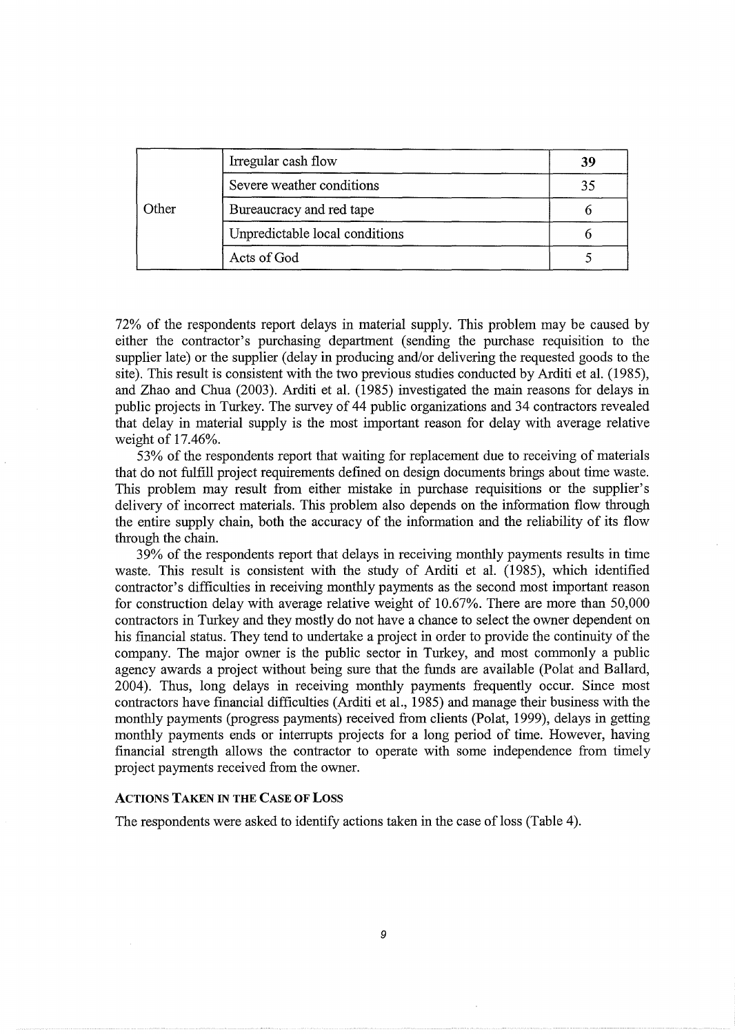| | | |
|---|---|---|
| Other | Irregular cash flow | **39** |
| | Severe weather conditions | 35 |
| | Bureaucracy and red tape | 6 |
| | Unpredictable local conditions | 6 |
| | Acts of God | 5 |

72% of the respondents report delays in material supply. This problem may be caused by either the contractor's purchasing department (sending the purchase requisition to the supplier late) or the supplier (delay in producing and/or delivering the requested goods to the site). This result is consistent with the two previous studies conducted by Arditi et al. (1985), and Zhao and Chua (2003). Arditi et al. (1985) investigated the main reasons for delays in public projects in Turkey. The survey of 44 public organizations and 34 contractors revealed that delay in material supply is the most important reason for delay with average relative weight of 17.46%.

53% of the respondents report that waiting for replacement due to receiving of materials that do not fulfill project requirements defined on design documents brings about time waste. This problem may result from either mistake in purchase requisitions or the supplier's delivery of incorrect materials. This problem also depends on the information flow through the entire supply chain, both the accuracy of the information and the reliability of its flow through the chain.

39% of the respondents report that delays in receiving monthly payments results in time waste. This result is consistent with the study of Arditi et al. (1985), which identified contractor's difficulties in receiving monthly payments as the second most important reason for construction delay with average relative weight of 10.67%. There are more than 50,000 contractors in Turkey and they mostly do not have a chance to select the owner dependent on his financial status. They tend to undertake a project in order to provide the continuity of the company. The major owner is the public sector in Turkey, and most commonly a public agency awards a project without being sure that the funds are available (Polat and Ballard, 2004). Thus, long delays in receiving monthly payments frequently occur. Since most contractors have financial difficulties (Arditi et al., 1985) and manage their business with the monthly payments (progress payments) received from clients (Polat, 1999), delays in getting monthly payments ends or interrupts projects for a long period of time. However, having financial strength allows the contractor to operate with some independence from timely project payments received from the owner.

### ACTIONS TAKEN IN THE CASE OF LOSS

The respondents were asked to identify actions taken in the case of loss (Table 4).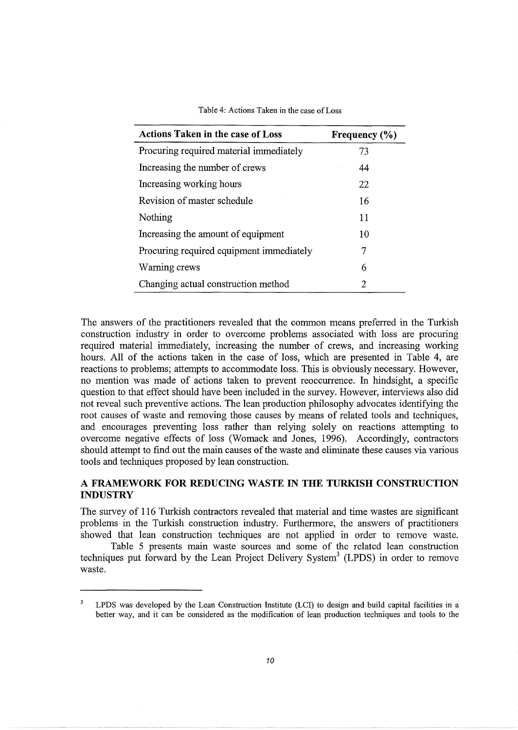Table 4: Actions Taken in the case of Loss

| Actions Taken in the case of Loss | Frequency (%) |
|---|---|
| Procuring required material immediately | 73 |
| Increasing the number of crews | 44 |
| Increasing working hours | 22 |
| Revision of master schedule | 16 |
| Nothing | 11 |
| Increasing the amount of equipment | 10 |
| Procuring required equipment immediately | 7 |
| Warning crews | 6 |
| Changing actual construction method | 2 |

The answers of the practitioners revealed that the common means preferred in the Turkish construction industry in order to overcome problems associated with loss are procuring required material immediately, increasing the number of crews, and increasing working hours. All of the actions taken in the case of loss, which are presented in Table 4, are reactions to problems; attempts to accommodate loss. This is obviously necessary. However, no mention was made of actions taken to prevent reoccurrence. In hindsight, a specific question to that effect should have been included in the survey. However, interviews also did not reveal such preventive actions. The lean production philosophy advocates identifying the root causes of waste and removing those causes by means of related tools and techniques, and encourages preventing loss rather than relying solely on reactions attempting to overcome negative effects of loss (Womack and Jones, 1996). Accordingly, contractors should attempt to find out the main causes of the waste and eliminate these causes via various tools and techniques proposed by lean construction.

## A FRAMEWORK FOR REDUCING WASTE IN THE TURKISH CONSTRUCTION INDUSTRY

The survey of 116 Turkish contractors revealed that material and time wastes are significant problems in the Turkish construction industry. Furthermore, the answers of practitioners showed that lean construction techniques are not applied in order to remove waste.

Table 5 presents main waste sources and some of the related lean construction techniques put forward by the Lean Project Delivery System[3] (LPDS) in order to remove waste.

---

[3] LPDS was developed by the Lean Construction Institute (LCI) to design and build capital facilities in a better way, and it can be considered as the modification of lean production techniques and tools to the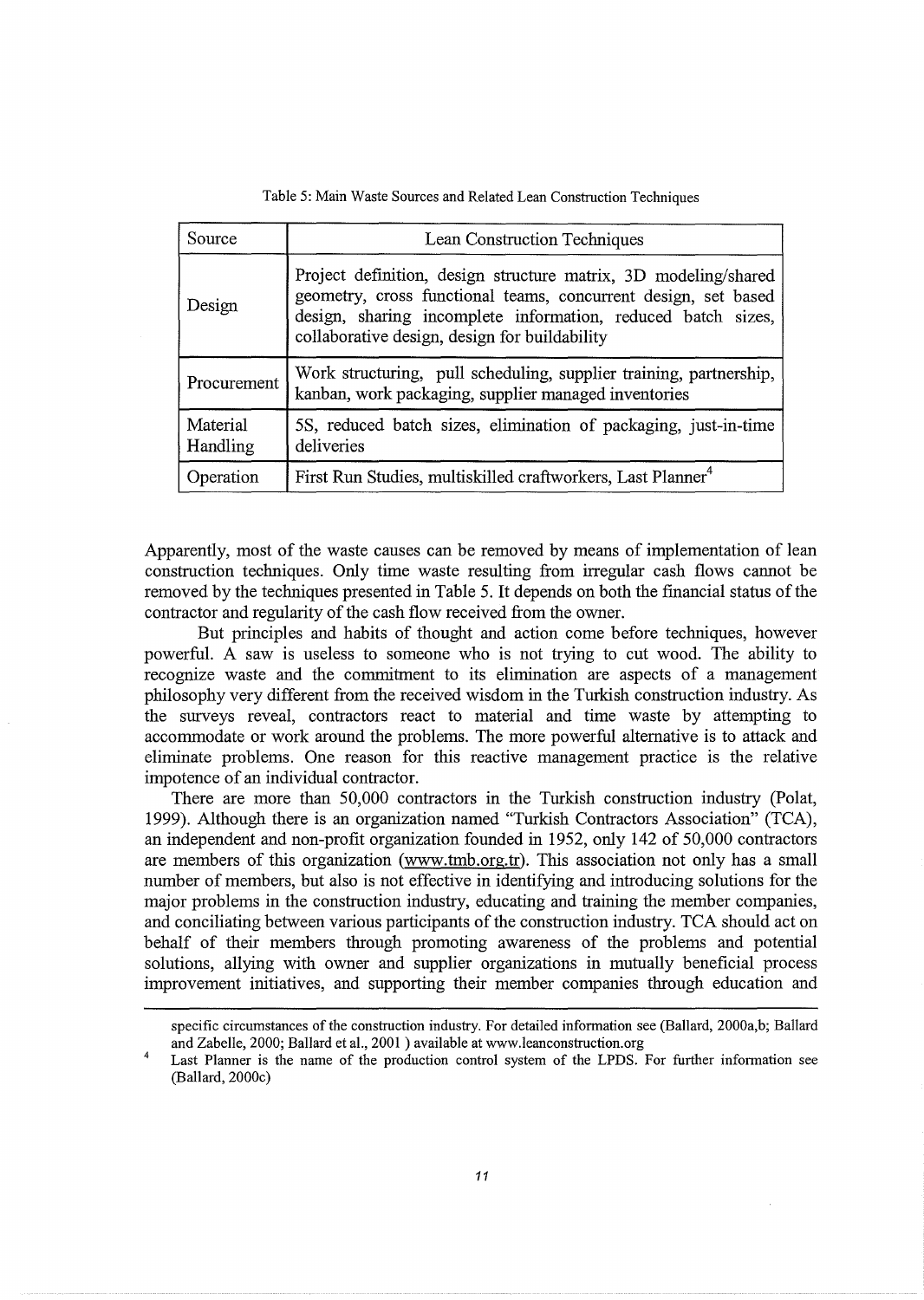Table 5: Main Waste Sources and Related Lean Construction Techniques

| Source | Lean Construction Techniques |
|---|---|
| Design | Project definition, design structure matrix, 3D modeling/shared geometry, cross functional teams, concurrent design, set based design, sharing incomplete information, reduced batch sizes, collaborative design, design for buildability |
| Procurement | Work structuring, pull scheduling, supplier training, partnership, kanban, work packaging, supplier managed inventories |
| Material Handling | 5S, reduced batch sizes, elimination of packaging, just-in-time deliveries |
| Operation | First Run Studies, multiskilled craftworkers, Last Planner[4] |

Apparently, most of the waste causes can be removed by means of implementation of lean construction techniques. Only time waste resulting from irregular cash flows cannot be removed by the techniques presented in Table 5. It depends on both the financial status of the contractor and regularity of the cash flow received from the owner.

But principles and habits of thought and action come before techniques, however powerful. A saw is useless to someone who is not trying to cut wood. The ability to recognize waste and the commitment to its elimination are aspects of a management philosophy very different from the received wisdom in the Turkish construction industry. As the surveys reveal, contractors react to material and time waste by attempting to accommodate or work around the problems. The more powerful alternative is to attack and eliminate problems. One reason for this reactive management practice is the relative impotence of an individual contractor.

There are more than 50,000 contractors in the Turkish construction industry (Polat, 1999). Although there is an organization named "Turkish Contractors Association" (TCA), an independent and non-profit organization founded in 1952, only 142 of 50,000 contractors are members of this organization (www.tmb.org.tr). This association not only has a small number of members, but also is not effective in identifying and introducing solutions for the major problems in the construction industry, educating and training the member companies, and conciliating between various participants of the construction industry. TCA should act on behalf of their members through promoting awareness of the problems and potential solutions, allying with owner and supplier organizations in mutually beneficial process improvement initiatives, and supporting their member companies through education and

specific circumstances of the construction industry. For detailed information see (Ballard, 2000a,b; Ballard and Zabelle, 2000; Ballard et al., 2001 ) available at www.leanconstruction.org

[4] Last Planner is the name of the production control system of the LPDS. For further information see (Ballard, 2000c)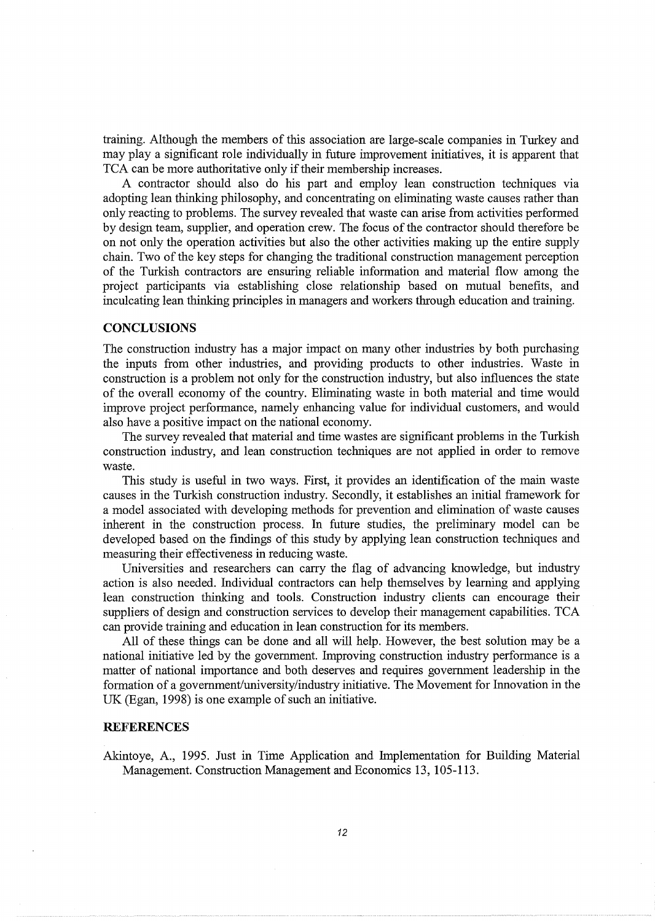training. Although the members of this association are large-scale companies in Turkey and may play a significant role individually in future improvement initiatives, it is apparent that TCA can be more authoritative only if their membership increases.

A contractor should also do his part and employ lean construction techniques via adopting lean thinking philosophy, and concentrating on eliminating waste causes rather than only reacting to problems. The survey revealed that waste can arise from activities performed by design team, supplier, and operation crew. The focus of the contractor should therefore be on not only the operation activities but also the other activities making up the entire supply chain. Two of the key steps for changing the traditional construction management perception of the Turkish contractors are ensuring reliable information and material flow among the project participants via establishing close relationship based on mutual benefits, and inculcating lean thinking principles in managers and workers through education and training.

## CONCLUSIONS

The construction industry has a major impact on many other industries by both purchasing the inputs from other industries, and providing products to other industries. Waste in construction is a problem not only for the construction industry, but also influences the state of the overall economy of the country. Eliminating waste in both material and time would improve project performance, namely enhancing value for individual customers, and would also have a positive impact on the national economy.

The survey revealed that material and time wastes are significant problems in the Turkish construction industry, and lean construction techniques are not applied in order to remove waste.

This study is useful in two ways. First, it provides an identification of the main waste causes in the Turkish construction industry. Secondly, it establishes an initial framework for a model associated with developing methods for prevention and elimination of waste causes inherent in the construction process. In future studies, the preliminary model can be developed based on the findings of this study by applying lean construction techniques and measuring their effectiveness in reducing waste.

Universities and researchers can carry the flag of advancing knowledge, but industry action is also needed. Individual contractors can help themselves by learning and applying lean construction thinking and tools. Construction industry clients can encourage their suppliers of design and construction services to develop their management capabilities. TCA can provide training and education in lean construction for its members.

All of these things can be done and all will help. However, the best solution may be a national initiative led by the government. Improving construction industry performance is a matter of national importance and both deserves and requires government leadership in the formation of a government/university/industry initiative. The Movement for Innovation in the UK (Egan, 1998) is one example of such an initiative.

## REFERENCES

Akintoye, A., 1995. Just in Time Application and Implementation for Building Material Management. Construction Management and Economics 13, 105-113.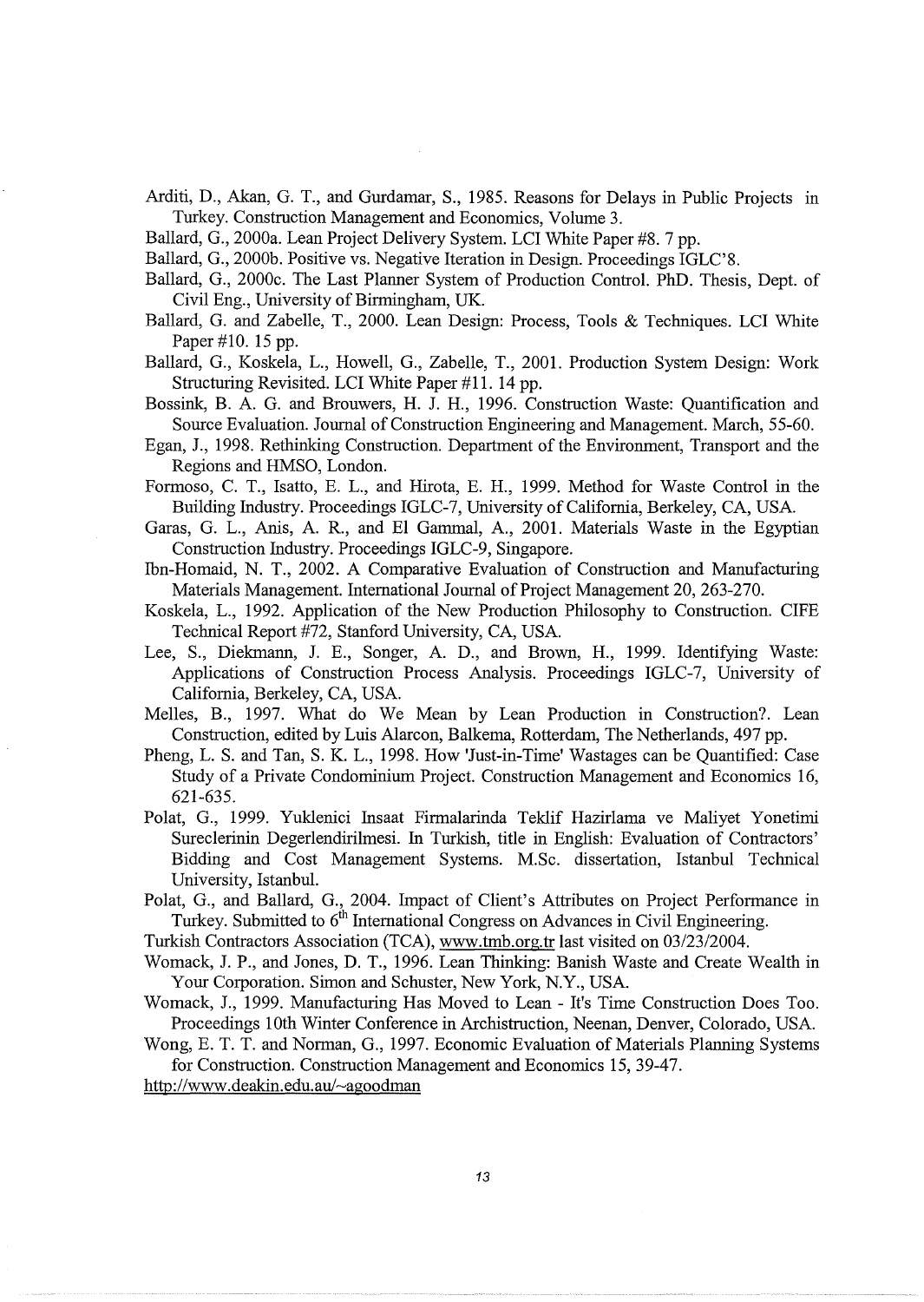Arditi, D., Akan, G. T., and Gurdamar, S., 1985. Reasons for Delays in Public Projects in Turkey. Construction Management and Economics, Volume 3.

Ballard, G., 2000a. Lean Project Delivery System. LCI White Paper #8. 7 pp.

Ballard, G., 2000b. Positive vs. Negative Iteration in Design. Proceedings IGLC'8.

Ballard, G., 2000c. The Last Planner System of Production Control. PhD. Thesis, Dept. of Civil Eng., University of Birmingham, UK.

Ballard, G. and Zabelle, T., 2000. Lean Design: Process, Tools & Techniques. LCI White Paper #10. 15 pp.

Ballard, G., Koskela, L., Howell, G., Zabelle, T., 2001. Production System Design: Work Structuring Revisited. LCI White Paper #11. 14 pp.

Bossink, B. A. G. and Brouwers, H. J. H., 1996. Construction Waste: Quantification and Source Evaluation. Journal of Construction Engineering and Management. March, 55-60.

Egan, J., 1998. Rethinking Construction. Department of the Environment, Transport and the Regions and HMSO, London.

Formoso, C. T., Isatto, E. L., and Hirota, E. H., 1999. Method for Waste Control in the Building Industry. Proceedings IGLC-7, University of California, Berkeley, CA, USA.

Garas, G. L., Anis, A. R., and El Gammal, A., 2001. Materials Waste in the Egyptian Construction Industry. Proceedings IGLC-9, Singapore.

Ibn-Homaid, N. T., 2002. A Comparative Evaluation of Construction and Manufacturing Materials Management. International Journal of Project Management 20, 263-270.

Koskela, L., 1992. Application of the New Production Philosophy to Construction. CIFE Technical Report #72, Stanford University, CA, USA.

Lee, S., Diekmann, J. E., Songer, A. D., and Brown, H., 1999. Identifying Waste: Applications of Construction Process Analysis. Proceedings IGLC-7, University of California, Berkeley, CA, USA.

Melles, B., 1997. What do We Mean by Lean Production in Construction?. Lean Construction, edited by Luis Alarcon, Balkema, Rotterdam, The Netherlands, 497 pp.

Pheng, L. S. and Tan, S. K. L., 1998. How 'Just-in-Time' Wastages can be Quantified: Case Study of a Private Condominium Project. Construction Management and Economics 16, 621-635.

Polat, G., 1999. Yuklenici Insaat Firmalarinda Teklif Hazirlama ve Maliyet Yonetimi Sureclerinin Degerlendirilmesi. In Turkish, title in English: Evaluation of Contractors' Bidding and Cost Management Systems. M.Sc. dissertation, Istanbul Technical University, Istanbul.

Polat, G., and Ballard, G., 2004. Impact of Client's Attributes on Project Performance in Turkey. Submitted to 6th International Congress on Advances in Civil Engineering.

Turkish Contractors Association (TCA), www.tmb.org.tr last visited on 03/23/2004.

Womack, J. P., and Jones, D. T., 1996. Lean Thinking: Banish Waste and Create Wealth in Your Corporation. Simon and Schuster, New York, N.Y., USA.

Womack, J., 1999. Manufacturing Has Moved to Lean - It's Time Construction Does Too. Proceedings 10th Winter Conference in Archistruction, Neenan, Denver, Colorado, USA.

Wong, E. T. T. and Norman, G., 1997. Economic Evaluation of Materials Planning Systems for Construction. Construction Management and Economics 15, 39-47.

http://www.deakin.edu.au/~agoodman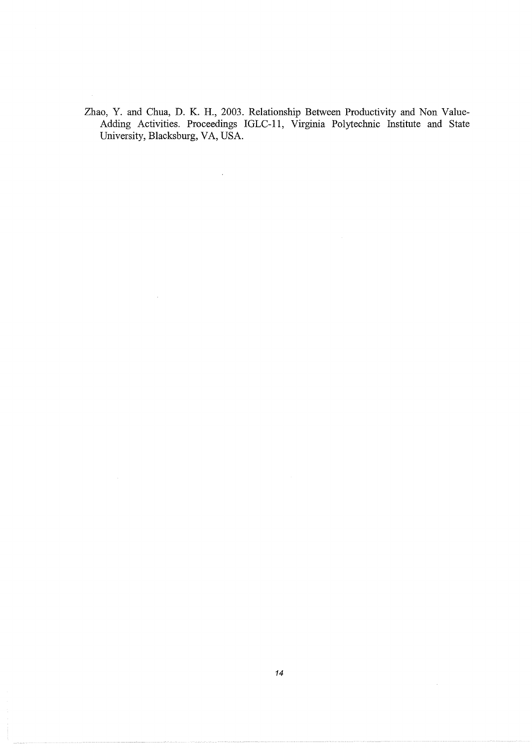Zhao, Y. and Chua, D. K. H., 2003. Relationship Between Productivity and Non Value-Adding Activities. Proceedings IGLC-11, Virginia Polytechnic Institute and State University, Blacksburg, VA, USA.